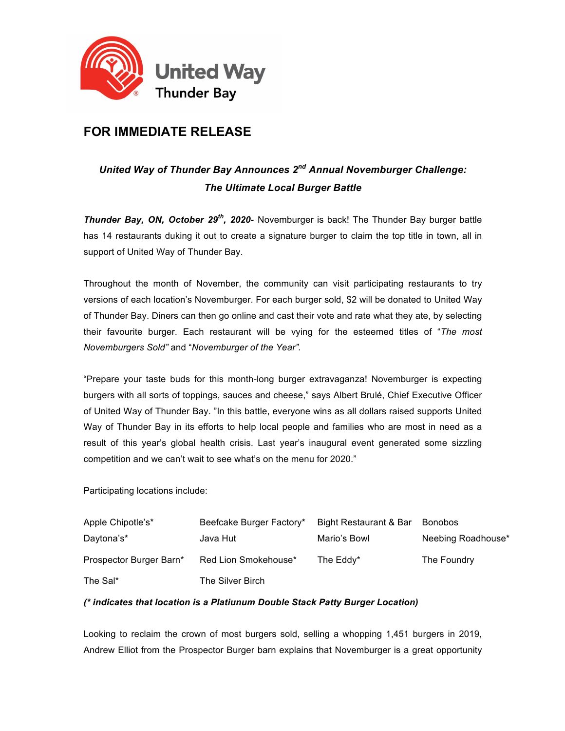United Way
Thunder Bay

## FOR IMMEDIATE RELEASE

### *United Way of Thunder Bay Announces 2nd Annual Novemburger Challenge: The Ultimate Local Burger Battle*

***Thunder Bay, ON, October 29th, 2020-*** Novemburger is back! The Thunder Bay burger battle has 14 restaurants duking it out to create a signature burger to claim the top title in town, all in support of United Way of Thunder Bay.

Throughout the month of November, the community can visit participating restaurants to try versions of each location's Novemburger. For each burger sold, $2 will be donated to United Way of Thunder Bay. Diners can then go online and cast their vote and rate what they ate, by selecting their favourite burger. Each restaurant will be vying for the esteemed titles of "*The most Novemburgers Sold"* and "*Novemburger of the Year".*

"Prepare your taste buds for this month-long burger extravaganza! Novemburger is expecting burgers with all sorts of toppings, sauces and cheese," says Albert Brulé, Chief Executive Officer of United Way of Thunder Bay. "In this battle, everyone wins as all dollars raised supports United Way of Thunder Bay in its efforts to help local people and families who are most in need as a result of this year's global health crisis. Last year's inaugural event generated some sizzling competition and we can't wait to see what's on the menu for 2020."

Participating locations include:

| | | | |
|---|---|---|---|
| Apple Chipotle's* | Beefcake Burger Factory* | Bight Restaurant & Bar | Bonobos |
| Daytona's* | Java Hut | Mario's Bowl | Neebing Roadhouse* |
| Prospector Burger Barn* | Red Lion Smokehouse* | The Eddy* | The Foundry |
| The Sal* | The Silver Birch | | |

***(\* indicates that location is a Platiunum Double Stack Patty Burger Location)***

Looking to reclaim the crown of most burgers sold, selling a whopping 1,451 burgers in 2019, Andrew Elliot from the Prospector Burger barn explains that Novemburger is a great opportunity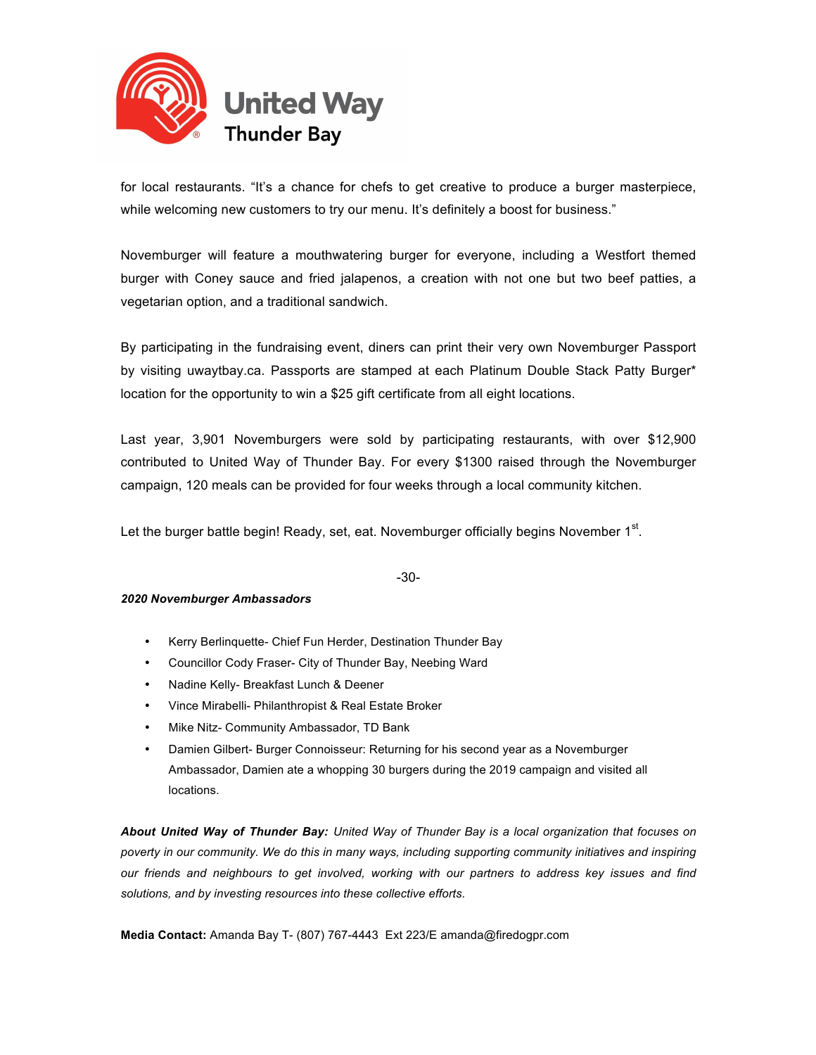for local restaurants. “It’s a chance for chefs to get creative to produce a burger masterpiece, while welcoming new customers to try our menu. It’s definitely a boost for business.”

Novemburger will feature a mouthwatering burger for everyone, including a Westfort themed burger with Coney sauce and fried jalapenos, a creation with not one but two beef patties, a vegetarian option, and a traditional sandwich.

By participating in the fundraising event, diners can print their very own Novemburger Passport by visiting uwaytbay.ca. Passports are stamped at each Platinum Double Stack Patty Burger* location for the opportunity to win a $25 gift certificate from all eight locations.

Last year, 3,901 Novemburgers were sold by participating restaurants, with over $12,900 contributed to United Way of Thunder Bay. For every $1300 raised through the Novemburger campaign, 120 meals can be provided for four weeks through a local community kitchen.

Let the burger battle begin! Ready, set, eat. Novemburger officially begins November 1st.

-30-

***2020 Novemburger Ambassadors***

- Kerry Berlinquette- Chief Fun Herder, Destination Thunder Bay
- Councillor Cody Fraser- City of Thunder Bay, Neebing Ward
- Nadine Kelly- Breakfast Lunch & Deener
- Vince Mirabelli- Philanthropist & Real Estate Broker
- Mike Nitz- Community Ambassador, TD Bank
- Damien Gilbert- Burger Connoisseur: Returning for his second year as a Novemburger Ambassador, Damien ate a whopping 30 burgers during the 2019 campaign and visited all locations.

***About United Way of Thunder Bay:*** *United Way of Thunder Bay is a local organization that focuses on poverty in our community. We do this in many ways, including supporting community initiatives and inspiring our friends and neighbours to get involved, working with our partners to address key issues and find solutions, and by investing resources into these collective efforts.*

**Media Contact:** Amanda Bay T- (807) 767-4443 Ext 223/E amanda@firedogpr.com